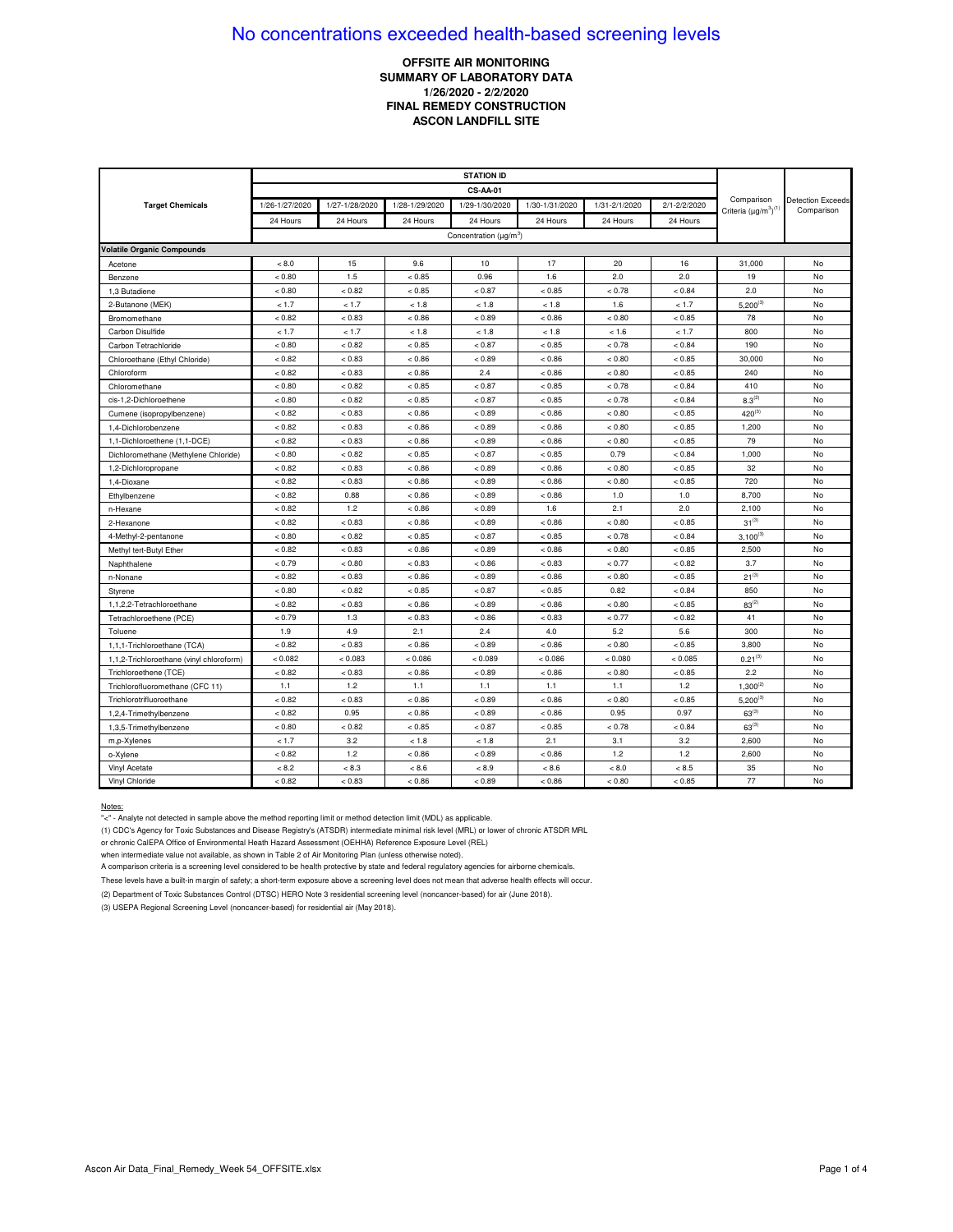No concentrations exceeded health-based screening levels

**OFFSITE AIR MONITORING**
**SUMMARY OF LABORATORY DATA**
**1/26/2020 - 2/2/2020**
**FINAL REMEDY CONSTRUCTION**
**ASCON LANDFILL SITE**

| Target Chemicals | STATION ID | | | | | | | Comparison Criteria (μg/m³)(1) | Detection Exceeds Comparison |
|---|---|---|---|---|---|---|---|---|---|
| | CS-AA-01 | | | | | | | | |
| | 1/26-1/27/2020 | 1/27-1/28/2020 | 1/28-1/29/2020 | 1/29-1/30/2020 | 1/30-1/31/2020 | 1/31-2/1/2020 | 2/1-2/2/2020 | | |
| | 24 Hours | 24 Hours | 24 Hours | 24 Hours | 24 Hours | 24 Hours | 24 Hours | | |
| | Concentration (μg/m³) | | | | | | | | |
| **Volatile Organic Compounds** | | | | | | | | | |
| Acetone | < 8.0 | 15 | 9.6 | 10 | 17 | 20 | 16 | 31,000 | No |
| Benzene | < 0.80 | 1.5 | < 0.85 | 0.96 | 1.6 | 2.0 | 2.0 | 19 | No |
| 1,3 Butadiene | < 0.80 | < 0.82 | < 0.85 | < 0.87 | < 0.85 | < 0.78 | < 0.84 | 2.0 | No |
| 2-Butanone (MEK) | < 1.7 | < 1.7 | < 1.8 | < 1.8 | < 1.8 | 1.6 | < 1.7 | 5,200(3) | No |
| Bromomethane | < 0.82 | < 0.83 | < 0.86 | < 0.89 | < 0.86 | < 0.80 | < 0.85 | 78 | No |
| Carbon Disulfide | < 1.7 | < 1.7 | < 1.8 | < 1.8 | < 1.8 | < 1.6 | < 1.7 | 800 | No |
| Carbon Tetrachloride | < 0.80 | < 0.82 | < 0.85 | < 0.87 | < 0.85 | < 0.78 | < 0.84 | 190 | No |
| Chloroethane (Ethyl Chloride) | < 0.82 | < 0.83 | < 0.86 | < 0.89 | < 0.86 | < 0.80 | < 0.85 | 30,000 | No |
| Chloroform | < 0.82 | < 0.83 | < 0.86 | 2.4 | < 0.86 | < 0.80 | < 0.85 | 240 | No |
| Chloromethane | < 0.80 | < 0.82 | < 0.85 | < 0.87 | < 0.85 | < 0.78 | < 0.84 | 410 | No |
| cis-1,2-Dichloroethene | < 0.80 | < 0.82 | < 0.85 | < 0.87 | < 0.85 | < 0.78 | < 0.84 | 8.3(2) | No |
| Cumene (isopropylbenzene) | < 0.82 | < 0.83 | < 0.86 | < 0.89 | < 0.86 | < 0.80 | < 0.85 | 420(3) | No |
| 1,4-Dichlorobenzene | < 0.82 | < 0.83 | < 0.86 | < 0.89 | < 0.86 | < 0.80 | < 0.85 | 1,200 | No |
| 1,1-Dichloroethene (1,1-DCE) | < 0.82 | < 0.83 | < 0.86 | < 0.89 | < 0.86 | < 0.80 | < 0.85 | 79 | No |
| Dichloromethane (Methylene Chloride) | < 0.80 | < 0.82 | < 0.85 | < 0.87 | < 0.85 | 0.79 | < 0.84 | 1,000 | No |
| 1,2-Dichloropropane | < 0.82 | < 0.83 | < 0.86 | < 0.89 | < 0.86 | < 0.80 | < 0.85 | 32 | No |
| 1,4-Dioxane | < 0.82 | < 0.83 | < 0.86 | < 0.89 | < 0.86 | < 0.80 | < 0.85 | 720 | No |
| Ethylbenzene | < 0.82 | 0.88 | < 0.86 | < 0.89 | < 0.86 | 1.0 | 1.0 | 8,700 | No |
| n-Hexane | < 0.82 | 1.2 | < 0.86 | < 0.89 | 1.6 | 2.1 | 2.0 | 2,100 | No |
| 2-Hexanone | < 0.82 | < 0.83 | < 0.86 | < 0.89 | < 0.86 | < 0.80 | < 0.85 | 31(3) | No |
| 4-Methyl-2-pentanone | < 0.80 | < 0.82 | < 0.85 | < 0.87 | < 0.85 | < 0.78 | < 0.84 | 3,100(3) | No |
| Methyl tert-Butyl Ether | < 0.82 | < 0.83 | < 0.86 | < 0.89 | < 0.86 | < 0.80 | < 0.85 | 2,500 | No |
| Naphthalene | < 0.79 | < 0.80 | < 0.83 | < 0.86 | < 0.83 | < 0.77 | < 0.82 | 3.7 | No |
| n-Nonane | < 0.82 | < 0.83 | < 0.86 | < 0.89 | < 0.86 | < 0.80 | < 0.85 | 21(3) | No |
| Styrene | < 0.80 | < 0.82 | < 0.85 | < 0.87 | < 0.85 | 0.82 | < 0.84 | 850 | No |
| 1,1,2,2-Tetrachloroethane | < 0.82 | < 0.83 | < 0.86 | < 0.89 | < 0.86 | < 0.80 | < 0.85 | 83(2) | No |
| Tetrachloroethene (PCE) | < 0.79 | 1.3 | < 0.83 | < 0.86 | < 0.83 | < 0.77 | < 0.82 | 41 | No |
| Toluene | 1.9 | 4.9 | 2.1 | 2.4 | 4.0 | 5.2 | 5.6 | 300 | No |
| 1,1,1-Trichloroethane (TCA) | < 0.82 | < 0.83 | < 0.86 | < 0.89 | < 0.86 | < 0.80 | < 0.85 | 3,800 | No |
| 1,1,2-Trichloroethane (vinyl chloroform) | < 0.082 | < 0.083 | < 0.086 | < 0.089 | < 0.086 | < 0.080 | < 0.085 | 0.21(3) | No |
| Trichloroethene (TCE) | < 0.82 | < 0.83 | < 0.86 | < 0.89 | < 0.86 | < 0.80 | < 0.85 | 2.2 | No |
| Trichlorofluoromethane (CFC 11) | 1.1 | 1.2 | 1.1 | 1.1 | 1.1 | 1.1 | 1.2 | 1,300(2) | No |
| Trichlorotrifluoroethane | < 0.82 | < 0.83 | < 0.86 | < 0.89 | < 0.86 | < 0.80 | < 0.85 | 5,200(3) | No |
| 1,2,4-Trimethylbenzene | < 0.82 | 0.95 | < 0.86 | < 0.89 | < 0.86 | 0.95 | 0.97 | 63(3) | No |
| 1,3,5-Trimethylbenzene | < 0.80 | < 0.82 | < 0.85 | < 0.87 | < 0.85 | < 0.78 | < 0.84 | 63(3) | No |
| m,p-Xylenes | < 1.7 | 3.2 | < 1.8 | < 1.8 | 2.1 | 3.1 | 3.2 | 2,600 | No |
| o-Xylene | < 0.82 | 1.2 | < 0.86 | < 0.89 | < 0.86 | 1.2 | 1.2 | 2,600 | No |
| Vinyl Acetate | < 8.2 | < 8.3 | < 8.6 | < 8.9 | < 8.6 | < 8.0 | < 8.5 | 35 | No |
| Vinyl Chloride | < 0.82 | < 0.83 | < 0.86 | < 0.89 | < 0.86 | < 0.80 | < 0.85 | 77 | No |

Notes:

"<" - Analyte not detected in sample above the method reporting limit or method detection limit (MDL) as applicable.

(1) CDC's Agency for Toxic Substances and Disease Registry's (ATSDR) intermediate minimal risk level (MRL) or lower of chronic ATSDR MRL or chronic CalEPA Office of Environmental Heath Hazard Assessment (OEHHA) Reference Exposure Level (REL) when intermediate value not available, as shown in Table 2 of Air Monitoring Plan (unless otherwise noted).

A comparison criteria is a screening level considered to be health protective by state and federal regulatory agencies for airborne chemicals.

These levels have a built-in margin of safety; a short-term exposure above a screening level does not mean that adverse health effects will occur.

(2) Department of Toxic Substances Control (DTSC) HERO Note 3 residential screening level (noncancer-based) for air (June 2018).

(3) USEPA Regional Screening Level (noncancer-based) for residential air (May 2018).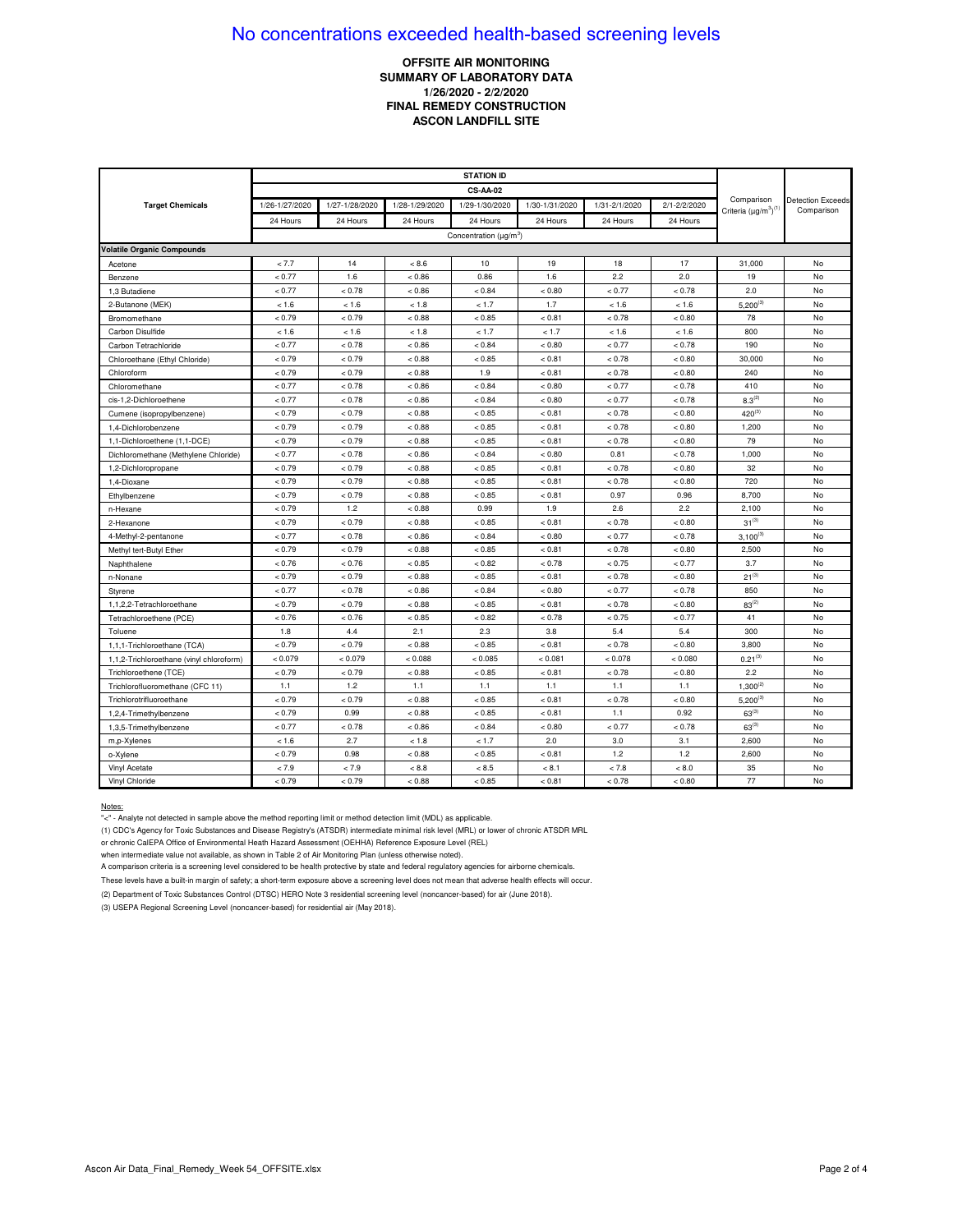# No concentrations exceeded health-based screening levels

**OFFSITE AIR MONITORING**
**SUMMARY OF LABORATORY DATA**
**1/26/2020 - 2/2/2020**
**FINAL REMEDY CONSTRUCTION**
**ASCON LANDFILL SITE**

| Target Chemicals | STATION ID | | | | | | | Comparison Criteria (µg/m³)(1) | Detection Exceeds Comparison |
|---|---|---|---|---|---|---|---|---|---|
| | CS-AA-02 | | | | | | | | |
| | 1/26-1/27/2020 | 1/27-1/28/2020 | 1/28-1/29/2020 | 1/29-1/30/2020 | 1/30-1/31/2020 | 1/31-2/1/2020 | 2/1-2/2/2020 | | |
| | 24 Hours | 24 Hours | 24 Hours | 24 Hours | 24 Hours | 24 Hours | 24 Hours | | |
| | Concentration (µg/m³) | | | | | | | | |
| **Volatile Organic Compounds** | | | | | | | | | |
| Acetone | < 7.7 | 14 | < 8.6 | 10 | 19 | 18 | 17 | 31,000 | No |
| Benzene | < 0.77 | 1.6 | < 0.86 | 0.86 | 1.6 | 2.2 | 2.0 | 19 | No |
| 1,3 Butadiene | < 0.77 | < 0.78 | < 0.86 | < 0.84 | < 0.80 | < 0.77 | < 0.78 | 2.0 | No |
| 2-Butanone (MEK) | < 1.6 | < 1.6 | < 1.8 | < 1.7 | 1.7 | < 1.6 | < 1.6 | 5,200(3) | No |
| Bromomethane | < 0.79 | < 0.79 | < 0.88 | < 0.85 | < 0.81 | < 0.78 | < 0.80 | 78 | No |
| Carbon Disulfide | < 1.6 | < 1.6 | < 1.8 | < 1.7 | < 1.7 | < 1.6 | < 1.6 | 800 | No |
| Carbon Tetrachloride | < 0.77 | < 0.78 | < 0.86 | < 0.84 | < 0.80 | < 0.77 | < 0.78 | 190 | No |
| Chloroethane (Ethyl Chloride) | < 0.79 | < 0.79 | < 0.88 | < 0.85 | < 0.81 | < 0.78 | < 0.80 | 30,000 | No |
| Chloroform | < 0.79 | < 0.79 | < 0.88 | 1.9 | < 0.81 | < 0.78 | < 0.80 | 240 | No |
| Chloromethane | < 0.77 | < 0.78 | < 0.86 | < 0.84 | < 0.80 | < 0.77 | < 0.78 | 410 | No |
| cis-1,2-Dichloroethene | < 0.77 | < 0.78 | < 0.86 | < 0.84 | < 0.80 | < 0.77 | < 0.78 | 8.3(2) | No |
| Cumene (isopropylbenzene) | < 0.79 | < 0.79 | < 0.88 | < 0.85 | < 0.81 | < 0.78 | < 0.80 | 420(3) | No |
| 1,4-Dichlorobenzene | < 0.79 | < 0.79 | < 0.88 | < 0.85 | < 0.81 | < 0.78 | < 0.80 | 1,200 | No |
| 1,1-Dichloroethene (1,1-DCE) | < 0.79 | < 0.79 | < 0.88 | < 0.85 | < 0.81 | < 0.78 | < 0.80 | 79 | No |
| Dichloromethane (Methylene Chloride) | < 0.77 | < 0.78 | < 0.86 | < 0.84 | < 0.80 | 0.81 | < 0.78 | 1,000 | No |
| 1,2-Dichloropropane | < 0.79 | < 0.79 | < 0.88 | < 0.85 | < 0.81 | < 0.78 | < 0.80 | 32 | No |
| 1,4-Dioxane | < 0.79 | < 0.79 | < 0.88 | < 0.85 | < 0.81 | < 0.78 | < 0.80 | 720 | No |
| Ethylbenzene | < 0.79 | < 0.79 | < 0.88 | < 0.85 | < 0.81 | 0.97 | 0.96 | 8,700 | No |
| n-Hexane | < 0.79 | 1.2 | < 0.88 | 0.99 | 1.9 | 2.6 | 2.2 | 2,100 | No |
| 2-Hexanone | < 0.79 | < 0.79 | < 0.88 | < 0.85 | < 0.81 | < 0.78 | < 0.80 | 31(3) | No |
| 4-Methyl-2-pentanone | < 0.77 | < 0.78 | < 0.86 | < 0.84 | < 0.80 | < 0.77 | < 0.78 | 3,100(3) | No |
| Methyl tert-Butyl Ether | < 0.79 | < 0.79 | < 0.88 | < 0.85 | < 0.81 | < 0.78 | < 0.80 | 2,500 | No |
| Naphthalene | < 0.76 | < 0.76 | < 0.85 | < 0.82 | < 0.78 | < 0.75 | < 0.77 | 3.7 | No |
| n-Nonane | < 0.79 | < 0.79 | < 0.88 | < 0.85 | < 0.81 | < 0.78 | < 0.80 | 21(3) | No |
| Styrene | < 0.77 | < 0.78 | < 0.86 | < 0.84 | < 0.80 | < 0.77 | < 0.78 | 850 | No |
| 1,1,2,2-Tetrachloroethane | < 0.79 | < 0.79 | < 0.88 | < 0.85 | < 0.81 | < 0.78 | < 0.80 | 83(2) | No |
| Tetrachloroethene (PCE) | < 0.76 | < 0.76 | < 0.85 | < 0.82 | < 0.78 | < 0.75 | < 0.77 | 41 | No |
| Toluene | 1.8 | 4.4 | 2.1 | 2.3 | 3.8 | 5.4 | 5.4 | 300 | No |
| 1,1,1-Trichloroethane (TCA) | < 0.79 | < 0.79 | < 0.88 | < 0.85 | < 0.81 | < 0.78 | < 0.80 | 3,800 | No |
| 1,1,2-Trichloroethane (vinyl chloroform) | < 0.079 | < 0.079 | < 0.088 | < 0.085 | < 0.081 | < 0.078 | < 0.080 | 0.21(3) | No |
| Trichloroethene (TCE) | < 0.79 | < 0.79 | < 0.88 | < 0.85 | < 0.81 | < 0.78 | < 0.80 | 2.2 | No |
| Trichlorofluoromethane (CFC 11) | 1.1 | 1.2 | 1.1 | 1.1 | 1.1 | 1.1 | 1.1 | 1,300(2) | No |
| Trichlorotrifluoroethane | < 0.79 | < 0.79 | < 0.88 | < 0.85 | < 0.81 | < 0.78 | < 0.80 | 5,200(3) | No |
| 1,2,4-Trimethylbenzene | < 0.79 | 0.99 | < 0.88 | < 0.85 | < 0.81 | 1.1 | 0.92 | 63(3) | No |
| 1,3,5-Trimethylbenzene | < 0.77 | < 0.78 | < 0.86 | < 0.84 | < 0.80 | < 0.77 | < 0.78 | 63(3) | No |
| m,p-Xylenes | < 1.6 | 2.7 | < 1.8 | < 1.7 | 2.0 | 3.0 | 3.1 | 2,600 | No |
| o-Xylene | < 0.79 | 0.98 | < 0.88 | < 0.85 | < 0.81 | 1.2 | 1.2 | 2,600 | No |
| Vinyl Acetate | < 7.9 | < 7.9 | < 8.8 | < 8.5 | < 8.1 | < 7.8 | < 8.0 | 35 | No |
| Vinyl Chloride | < 0.79 | < 0.79 | < 0.88 | < 0.85 | < 0.81 | < 0.78 | < 0.80 | 77 | No |

Notes:

"<" - Analyte not detected in sample above the method reporting limit or method detection limit (MDL) as applicable.

(1) CDC's Agency for Toxic Substances and Disease Registry's (ATSDR) intermediate minimal risk level (MRL) or lower of chronic ATSDR MRL or chronic CalEPA Office of Environmental Heath Hazard Assessment (OEHHA) Reference Exposure Level (REL) when intermediate value not available, as shown in Table 2 of Air Monitoring Plan (unless otherwise noted).

A comparison criteria is a screening level considered to be health protective by state and federal regulatory agencies for airborne chemicals.

These levels have a built-in margin of safety; a short-term exposure above a screening level does not mean that adverse health effects will occur.

(2) Department of Toxic Substances Control (DTSC) HERO Note 3 residential screening level (noncancer-based) for air (June 2018).

(3) USEPA Regional Screening Level (noncancer-based) for residential air (May 2018).

Ascon Air Data_Final_Remedy_Week 54_OFFSITE.xlsx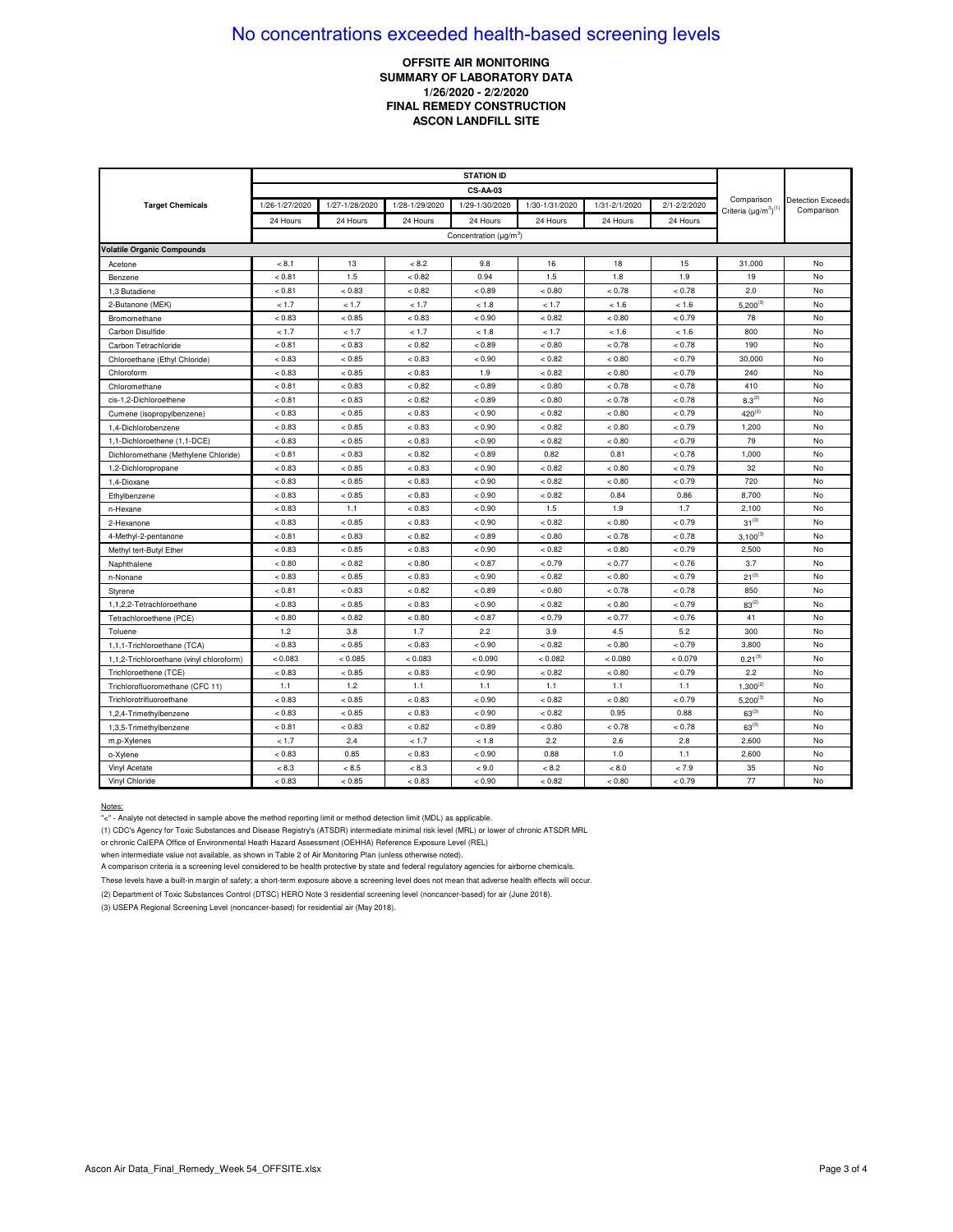# No concentrations exceeded health-based screening levels

**OFFSITE AIR MONITORING**
**SUMMARY OF LABORATORY DATA**
**1/26/2020 - 2/2/2020**
**FINAL REMEDY CONSTRUCTION**
**ASCON LANDFILL SITE**

| Target Chemicals | STATION ID CS-AA-03 | | | | | | | Comparison Criteria (µg/m$^3$)[1] | Detection Exceeds Comparison |
|---|---|---|---|---|---|---|---|---|---|
| | 1/26-1/27/2020 | 1/27-1/28/2020 | 1/28-1/29/2020 | 1/29-1/30/2020 | 1/30-1/31/2020 | 1/31-2/1/2020 | 2/1-2/2/2020 | | |
| | 24 Hours | 24 Hours | 24 Hours | 24 Hours | 24 Hours | 24 Hours | 24 Hours | | |
| | Concentration (µg/m$^3$) | | | | | | | | |
| **Volatile Organic Compounds** | | | | | | | | | |
| Acetone | < 8.1 | 13 | < 8.2 | 9.8 | 16 | 18 | 15 | 31,000 | No |
| Benzene | < 0.81 | 1.5 | < 0.82 | 0.94 | 1.5 | 1.8 | 1.9 | 19 | No |
| 1,3 Butadiene | < 0.81 | < 0.83 | < 0.82 | < 0.89 | < 0.80 | < 0.78 | < 0.78 | 2.0 | No |
| 2-Butanone (MEK) | < 1.7 | < 1.7 | < 1.7 | < 1.8 | < 1.7 | < 1.6 | < 1.6 | 5,200[3] | No |
| Bromomethane | < 0.83 | < 0.85 | < 0.83 | < 0.90 | < 0.82 | < 0.80 | < 0.79 | 78 | No |
| Carbon Disulfide | < 1.7 | < 1.7 | < 1.7 | < 1.8 | < 1.7 | < 1.6 | < 1.6 | 800 | No |
| Carbon Tetrachloride | < 0.81 | < 0.83 | < 0.82 | < 0.89 | < 0.80 | < 0.78 | < 0.78 | 190 | No |
| Chloroethane (Ethyl Chloride) | < 0.83 | < 0.85 | < 0.83 | < 0.90 | < 0.82 | < 0.80 | < 0.79 | 30,000 | No |
| Chloroform | < 0.83 | < 0.85 | < 0.83 | 1.9 | < 0.82 | < 0.80 | < 0.79 | 240 | No |
| Chloromethane | < 0.81 | < 0.83 | < 0.82 | < 0.89 | < 0.80 | < 0.78 | < 0.78 | 410 | No |
| cis-1,2-Dichloroethene | < 0.81 | < 0.83 | < 0.82 | < 0.89 | < 0.80 | < 0.78 | < 0.78 | 8.3[2] | No |
| Cumene (isopropylbenzene) | < 0.83 | < 0.85 | < 0.83 | < 0.90 | < 0.82 | < 0.80 | < 0.79 | 420[3] | No |
| 1,4-Dichlorobenzene | < 0.83 | < 0.85 | < 0.83 | < 0.90 | < 0.82 | < 0.80 | < 0.79 | 1,200 | No |
| 1,1-Dichloroethene (1,1-DCE) | < 0.83 | < 0.85 | < 0.83 | < 0.90 | < 0.82 | < 0.80 | < 0.79 | 79 | No |
| Dichloromethane (Methylene Chloride) | < 0.81 | < 0.83 | < 0.82 | < 0.89 | 0.82 | 0.81 | < 0.78 | 1,000 | No |
| 1,2-Dichloropropane | < 0.83 | < 0.85 | < 0.83 | < 0.90 | < 0.82 | < 0.80 | < 0.79 | 32 | No |
| 1,4-Dioxane | < 0.83 | < 0.85 | < 0.83 | < 0.90 | < 0.82 | < 0.80 | < 0.79 | 720 | No |
| Ethylbenzene | < 0.83 | < 0.85 | < 0.83 | < 0.90 | < 0.82 | 0.84 | 0.86 | 8,700 | No |
| n-Hexane | < 0.83 | 1.1 | < 0.83 | < 0.90 | 1.5 | 1.9 | 1.7 | 2,100 | No |
| 2-Hexanone | < 0.83 | < 0.85 | < 0.83 | < 0.90 | < 0.82 | < 0.80 | < 0.79 | 31[3] | No |
| 4-Methyl-2-pentanone | < 0.81 | < 0.83 | < 0.82 | < 0.89 | < 0.80 | < 0.78 | < 0.78 | 3,100[3] | No |
| Methyl tert-Butyl Ether | < 0.83 | < 0.85 | < 0.83 | < 0.90 | < 0.82 | < 0.80 | < 0.79 | 2,500 | No |
| Naphthalene | < 0.80 | < 0.82 | < 0.80 | < 0.87 | < 0.79 | < 0.77 | < 0.76 | 3.7 | No |
| n-Nonane | < 0.83 | < 0.85 | < 0.83 | < 0.90 | < 0.82 | < 0.80 | < 0.79 | 21[3] | No |
| Styrene | < 0.81 | < 0.83 | < 0.82 | < 0.89 | < 0.80 | < 0.78 | < 0.78 | 850 | No |
| 1,1,2,2-Tetrachloroethane | < 0.83 | < 0.85 | < 0.83 | < 0.90 | < 0.82 | < 0.80 | < 0.79 | 83[2] | No |
| Tetrachloroethene (PCE) | < 0.80 | < 0.82 | < 0.80 | < 0.87 | < 0.79 | < 0.77 | < 0.76 | 41 | No |
| Toluene | 1.2 | 3.8 | 1.7 | 2.2 | 3.9 | 4.5 | 5.2 | 300 | No |
| 1,1,1-Trichloroethane (TCA) | < 0.83 | < 0.85 | < 0.83 | < 0.90 | < 0.82 | < 0.80 | < 0.79 | 3,800 | No |
| 1,1,2-Trichloroethane (vinyl chloroform) | < 0.083 | < 0.085 | < 0.083 | < 0.090 | < 0.082 | < 0.080 | < 0.079 | 0.21[3] | No |
| Trichloroethene (TCE) | < 0.83 | < 0.85 | < 0.83 | < 0.90 | < 0.82 | < 0.80 | < 0.79 | 2.2 | No |
| Trichlorofluoromethane (CFC 11) | 1.1 | 1.2 | 1.1 | 1.1 | 1.1 | 1.1 | 1.1 | 1,300[2] | No |
| Trichlorotrifluoroethane | < 0.83 | < 0.85 | < 0.83 | < 0.90 | < 0.82 | < 0.80 | < 0.79 | 5,200[3] | No |
| 1,2,4-Trimethylbenzene | < 0.83 | < 0.85 | < 0.83 | < 0.90 | < 0.82 | 0.95 | 0.88 | 63[3] | No |
| 1,3,5-Trimethylbenzene | < 0.81 | < 0.83 | < 0.82 | < 0.89 | < 0.80 | < 0.78 | < 0.78 | 63[3] | No |
| m,p-Xylenes | < 1.7 | 2.4 | < 1.7 | < 1.8 | 2.2 | 2.6 | 2.8 | 2,600 | No |
| o-Xylene | < 0.83 | 0.85 | < 0.83 | < 0.90 | 0.88 | 1.0 | 1.1 | 2,600 | No |
| Vinyl Acetate | < 8.3 | < 8.5 | < 8.3 | < 9.0 | < 8.2 | < 8.0 | < 7.9 | 35 | No |
| Vinyl Chloride | < 0.83 | < 0.85 | < 0.83 | < 0.90 | < 0.82 | < 0.80 | < 0.79 | 77 | No |

Notes:

"<" - Analyte not detected in sample above the method reporting limit or method detection limit (MDL) as applicable.

(1) CDC's Agency for Toxic Substances and Disease Registry's (ATSDR) intermediate minimal risk level (MRL) or lower of chronic ATSDR MRL or chronic CalEPA Office of Environmental Heath Hazard Assessment (OEHHA) Reference Exposure Level (REL) when intermediate value not available, as shown in Table 2 of Air Monitoring Plan (unless otherwise noted).

A comparison criteria is a screening level considered to be health protective by state and federal regulatory agencies for airborne chemicals.

These levels have a built-in margin of safety; a short-term exposure above a screening level does not mean that adverse health effects will occur.

(2) Department of Toxic Substances Control (DTSC) HERO Note 3 residential screening level (noncancer-based) for air (June 2018).

(3) USEPA Regional Screening Level (noncancer-based) for residential air (May 2018).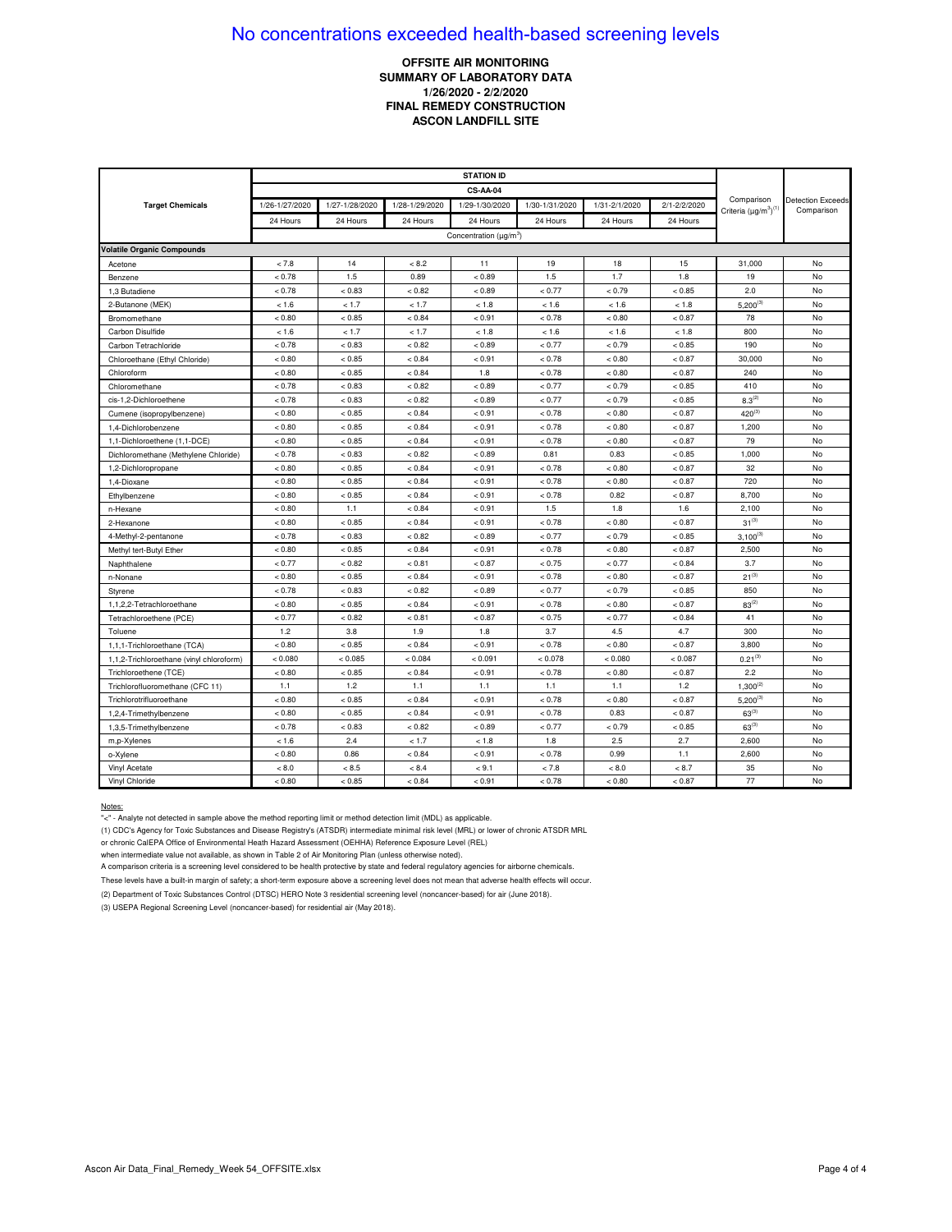# No concentrations exceeded health-based screening levels

**OFFSITE AIR MONITORING**
**SUMMARY OF LABORATORY DATA**
**1/26/2020 - 2/2/2020**
**FINAL REMEDY CONSTRUCTION**
**ASCON LANDFILL SITE**

| Target Chemicals | STATION ID | | | | | | | Comparison Criteria (µg/m³)(1) | Detection Exceeds Comparison |
|---|---|---|---|---|---|---|---|---|---|
| | CS-AA-04 | | | | | | | | |
| | 1/26-1/27/2020 | 1/27-1/28/2020 | 1/28-1/29/2020 | 1/29-1/30/2020 | 1/30-1/31/2020 | 1/31-2/1/2020 | 2/1-2/2/2020 | | |
| | 24 Hours | 24 Hours | 24 Hours | 24 Hours | 24 Hours | 24 Hours | 24 Hours | | |
| | Concentration (µg/m³) | | | | | | | | |
| **Volatile Organic Compounds** | | | | | | | | | |
| Acetone | < 7.8 | 14 | < 8.2 | 11 | 19 | 18 | 15 | 31,000 | No |
| Benzene | < 0.78 | 1.5 | 0.89 | < 0.89 | 1.5 | 1.7 | 1.8 | 19 | No |
| 1,3 Butadiene | < 0.78 | < 0.83 | < 0.82 | < 0.89 | < 0.77 | < 0.79 | < 0.85 | 2.0 | No |
| 2-Butanone (MEK) | < 1.6 | < 1.7 | < 1.7 | < 1.8 | < 1.6 | < 1.6 | < 1.8 | 5,200(3) | No |
| Bromomethane | < 0.80 | < 0.85 | < 0.84 | < 0.91 | < 0.78 | < 0.80 | < 0.87 | 78 | No |
| Carbon Disulfide | < 1.6 | < 1.7 | < 1.7 | < 1.8 | < 1.6 | < 1.6 | < 1.8 | 800 | No |
| Carbon Tetrachloride | < 0.78 | < 0.83 | < 0.82 | < 0.89 | < 0.77 | < 0.79 | < 0.85 | 190 | No |
| Chloroethane (Ethyl Chloride) | < 0.80 | < 0.85 | < 0.84 | < 0.91 | < 0.78 | < 0.80 | < 0.87 | 30,000 | No |
| Chloroform | < 0.80 | < 0.85 | < 0.84 | 1.8 | < 0.78 | < 0.80 | < 0.87 | 240 | No |
| Chloromethane | < 0.78 | < 0.83 | < 0.82 | < 0.89 | < 0.77 | < 0.79 | < 0.85 | 410 | No |
| cis-1,2-Dichloroethene | < 0.78 | < 0.83 | < 0.82 | < 0.89 | < 0.77 | < 0.79 | < 0.85 | 8.3(2) | No |
| Cumene (isopropylbenzene) | < 0.80 | < 0.85 | < 0.84 | < 0.91 | < 0.78 | < 0.80 | < 0.87 | 420(3) | No |
| 1,4-Dichlorobenzene | < 0.80 | < 0.85 | < 0.84 | < 0.91 | < 0.78 | < 0.80 | < 0.87 | 1,200 | No |
| 1,1-Dichloroethene (1,1-DCE) | < 0.80 | < 0.85 | < 0.84 | < 0.91 | < 0.78 | < 0.80 | < 0.87 | 79 | No |
| Dichloromethane (Methylene Chloride) | < 0.78 | < 0.83 | < 0.82 | < 0.89 | 0.81 | 0.83 | < 0.85 | 1,000 | No |
| 1,2-Dichloropropane | < 0.80 | < 0.85 | < 0.84 | < 0.91 | < 0.78 | < 0.80 | < 0.87 | 32 | No |
| 1,4-Dioxane | < 0.80 | < 0.85 | < 0.84 | < 0.91 | < 0.78 | < 0.80 | < 0.87 | 720 | No |
| Ethylbenzene | < 0.80 | < 0.85 | < 0.84 | < 0.91 | < 0.78 | 0.82 | < 0.87 | 8,700 | No |
| n-Hexane | < 0.80 | 1.1 | < 0.84 | < 0.91 | 1.5 | 1.8 | 1.6 | 2,100 | No |
| 2-Hexanone | < 0.80 | < 0.85 | < 0.84 | < 0.91 | < 0.78 | < 0.80 | < 0.87 | 31(3) | No |
| 4-Methyl-2-pentanone | < 0.78 | < 0.83 | < 0.82 | < 0.89 | < 0.77 | < 0.79 | < 0.85 | 3,100(3) | No |
| Methyl tert-Butyl Ether | < 0.80 | < 0.85 | < 0.84 | < 0.91 | < 0.78 | < 0.80 | < 0.87 | 2,500 | No |
| Naphthalene | < 0.77 | < 0.82 | < 0.81 | < 0.87 | < 0.75 | < 0.77 | < 0.84 | 3.7 | No |
| n-Nonane | < 0.80 | < 0.85 | < 0.84 | < 0.91 | < 0.78 | < 0.80 | < 0.87 | 21(3) | No |
| Styrene | < 0.78 | < 0.83 | < 0.82 | < 0.89 | < 0.77 | < 0.79 | < 0.85 | 850 | No |
| 1,1,2,2-Tetrachloroethane | < 0.80 | < 0.85 | < 0.84 | < 0.91 | < 0.78 | < 0.80 | < 0.87 | 83(2) | No |
| Tetrachloroethene (PCE) | < 0.77 | < 0.82 | < 0.81 | < 0.87 | < 0.75 | < 0.77 | < 0.84 | 41 | No |
| Toluene | 1.2 | 3.8 | 1.9 | 1.8 | 3.7 | 4.5 | 4.7 | 300 | No |
| 1,1,1-Trichloroethane (TCA) | < 0.80 | < 0.85 | < 0.84 | < 0.91 | < 0.78 | < 0.80 | < 0.87 | 3,800 | No |
| 1,1,2-Trichloroethane (vinyl chloroform) | < 0.080 | < 0.085 | < 0.084 | < 0.091 | < 0.078 | < 0.080 | < 0.087 | 0.21(3) | No |
| Trichloroethene (TCE) | < 0.80 | < 0.85 | < 0.84 | < 0.91 | < 0.78 | < 0.80 | < 0.87 | 2.2 | No |
| Trichlorofluoromethane (CFC 11) | 1.1 | 1.2 | 1.1 | 1.1 | 1.1 | 1.1 | 1.2 | 1,300(2) | No |
| Trichlorotrifluoroethane | < 0.80 | < 0.85 | < 0.84 | < 0.91 | < 0.78 | < 0.80 | < 0.87 | 5,200(3) | No |
| 1,2,4-Trimethylbenzene | < 0.80 | < 0.85 | < 0.84 | < 0.91 | < 0.78 | 0.83 | < 0.87 | 63(3) | No |
| 1,3,5-Trimethylbenzene | < 0.78 | < 0.83 | < 0.82 | < 0.89 | < 0.77 | < 0.79 | < 0.85 | 63(3) | No |
| m,p-Xylenes | < 1.6 | 2.4 | < 1.7 | < 1.8 | 1.8 | 2.5 | 2.7 | 2,600 | No |
| o-Xylene | < 0.80 | 0.86 | < 0.84 | < 0.91 | < 0.78 | 0.99 | 1.1 | 2,600 | No |
| Vinyl Acetate | < 8.0 | < 8.5 | < 8.4 | < 9.1 | < 7.8 | < 8.0 | < 8.7 | 35 | No |
| Vinyl Chloride | < 0.80 | < 0.85 | < 0.84 | < 0.91 | < 0.78 | < 0.80 | < 0.87 | 77 | No |

Notes:

"<" - Analyte not detected in sample above the method reporting limit or method detection limit (MDL) as applicable.

(1) CDC's Agency for Toxic Substances and Disease Registry's (ATSDR) intermediate minimal risk level (MRL) or lower of chronic ATSDR MRL or chronic CalEPA Office of Environmental Heath Hazard Assessment (OEHHA) Reference Exposure Level (REL) when intermediate value not available, as shown in Table 2 of Air Monitoring Plan (unless otherwise noted).

A comparison criteria is a screening level considered to be health protective by state and federal regulatory agencies for airborne chemicals.

These levels have a built-in margin of safety; a short-term exposure above a screening level does not mean that adverse health effects will occur.

(2) Department of Toxic Substances Control (DTSC) HERO Note 3 residential screening level (noncancer-based) for air (June 2018).

(3) USEPA Regional Screening Level (noncancer-based) for residential air (May 2018).